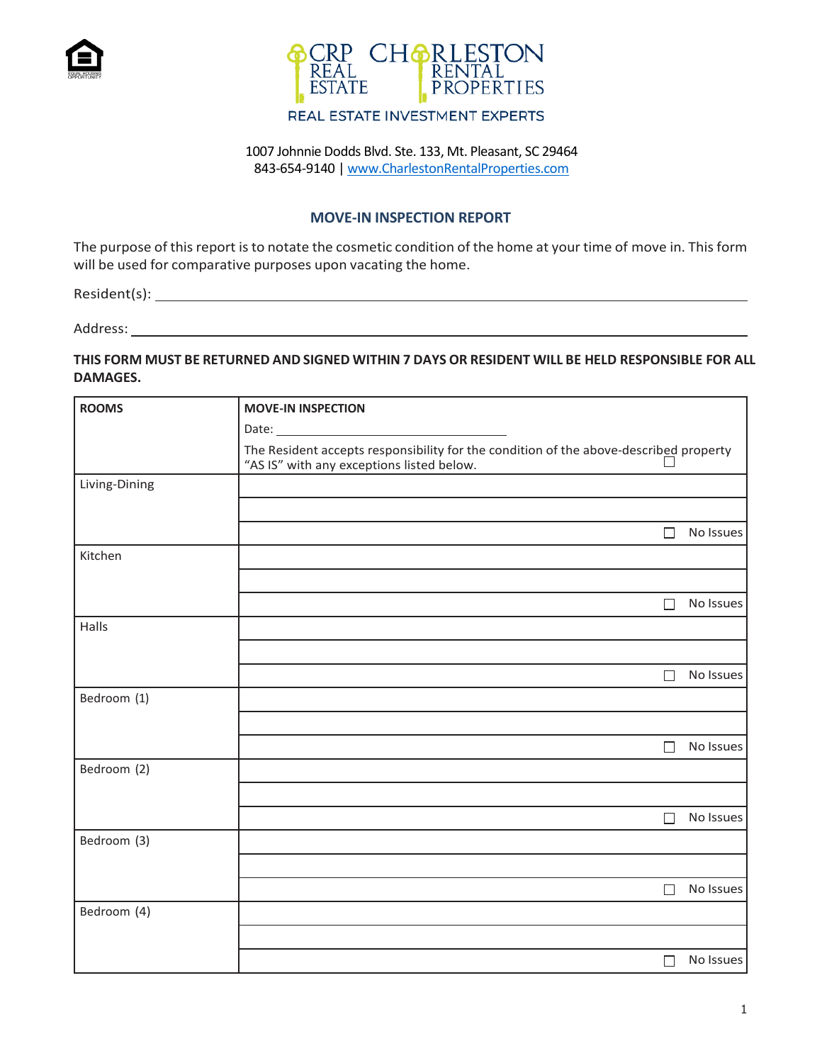CRP REAL ESTATE | CHARLESTON RENTAL PROPERTIES

REAL ESTATE INVESTMENT EXPERTS

1007 Johnnie Dodds Blvd. Ste. 133, Mt. Pleasant, SC 29464
843-654-9140 | www.CharlestonRentalProperties.com

## MOVE-IN INSPECTION REPORT

The purpose of this report is to notate the cosmetic condition of the home at your time of move in. This form will be used for comparative purposes upon vacating the home.

Resident(s): ______________________________________________

Address: ______________________________________________

**THIS FORM MUST BE RETURNED AND SIGNED WITHIN 7 DAYS OR RESIDENT WILL BE HELD RESPONSIBLE FOR ALL DAMAGES.**

| **ROOMS** | **MOVE-IN INSPECTION**<br>Date: ____________________<br>The Resident accepts responsibility for the condition of the above-described property "AS IS" with any exceptions listed below. ☐ |
|---|---|
| Living-Dining | |
| | |
| | ☐ No Issues |
| Kitchen | |
| | |
| | ☐ No Issues |
| Halls | |
| | |
| | ☐ No Issues |
| Bedroom (1) | |
| | |
| | ☐ No Issues |
| Bedroom (2) | |
| | |
| | ☐ No Issues |
| Bedroom (3) | |
| | |
| | ☐ No Issues |
| Bedroom (4) | |
| | |
| | ☐ No Issues |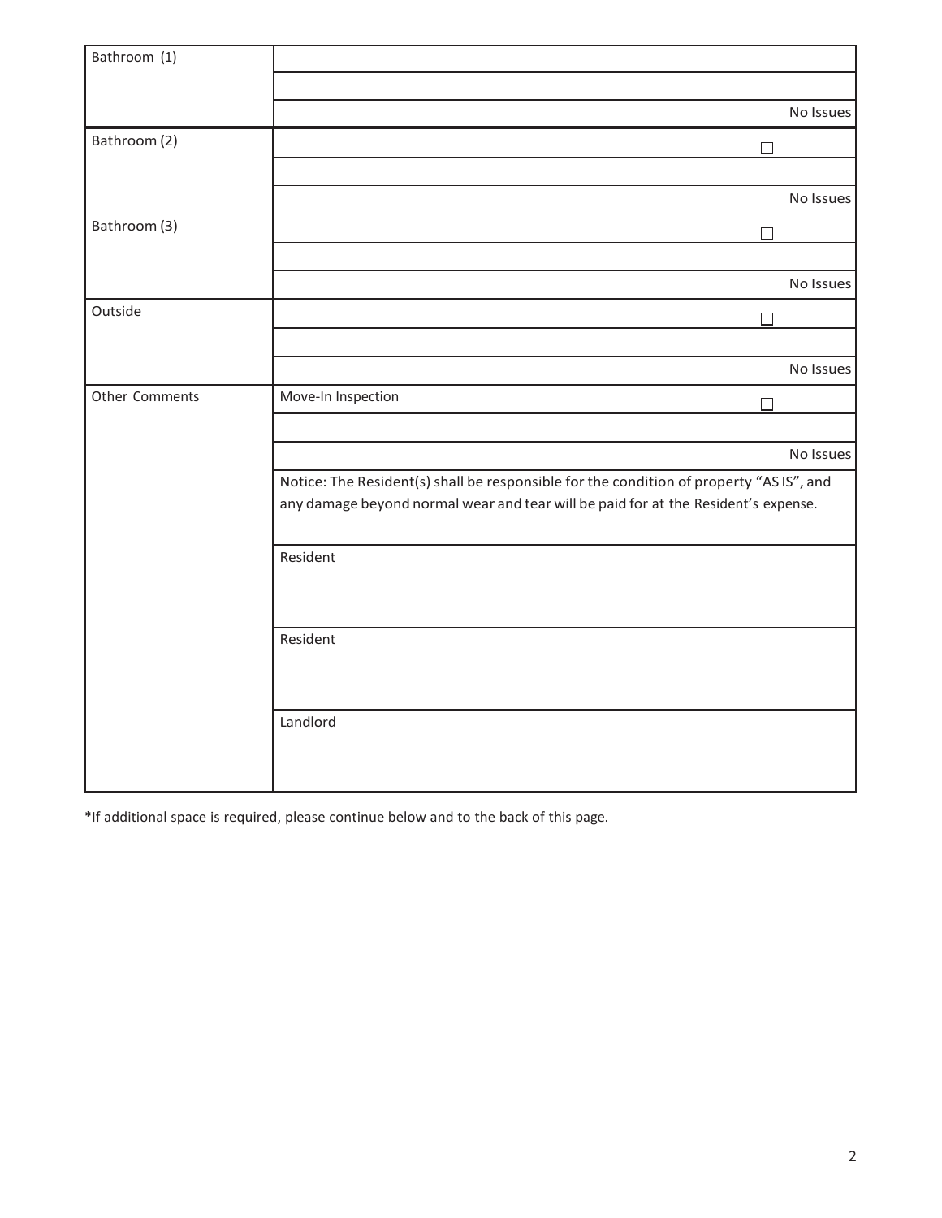| | |
|---|---|
| Bathroom (1) | |
| | |
| | No Issues |
| Bathroom (2) | ☐ |
| | |
| | No Issues |
| Bathroom (3) | ☐ |
| | |
| | No Issues |
| Outside | ☐ |
| | |
| | No Issues |
| Other Comments | Move-In Inspection ☐ |
| | |
| | No Issues |
| | Notice: The Resident(s) shall be responsible for the condition of property "AS IS", and any damage beyond normal wear and tear will be paid for at the Resident's expense. |
| | Resident |
| | Resident |
| | Landlord |

*If additional space is required, please continue below and to the back of this page.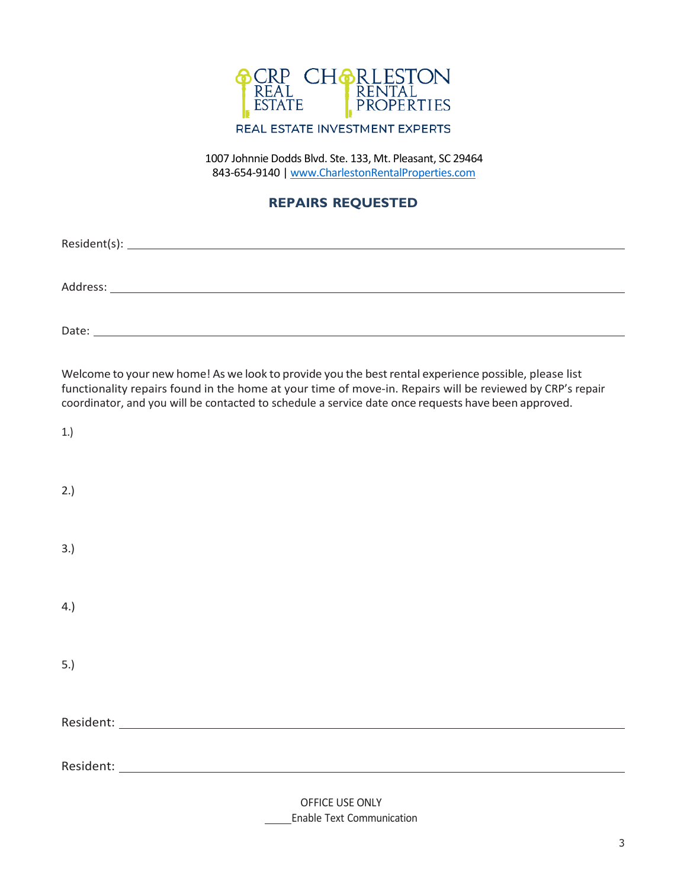CRP REAL ESTATE CHARLESTON RENTAL PROPERTIES

REAL ESTATE INVESTMENT EXPERTS

1007 Johnnie Dodds Blvd. Ste. 133, Mt. Pleasant, SC 29464
843-654-9140 | www.CharlestonRentalProperties.com

## REPAIRS REQUESTED

Resident(s): ____________________________________________

Address: ____________________________________________

Date: ____________________________________________

Welcome to your new home! As we look to provide you the best rental experience possible, please list functionality repairs found in the home at your time of move-in. Repairs will be reviewed by CRP's repair coordinator, and you will be contacted to schedule a service date once requests have been approved.

1.)

2.)

3.)

4.)

5.)

Resident: ____________________________________________

Resident: ____________________________________________

OFFICE USE ONLY

_____Enable Text Communication